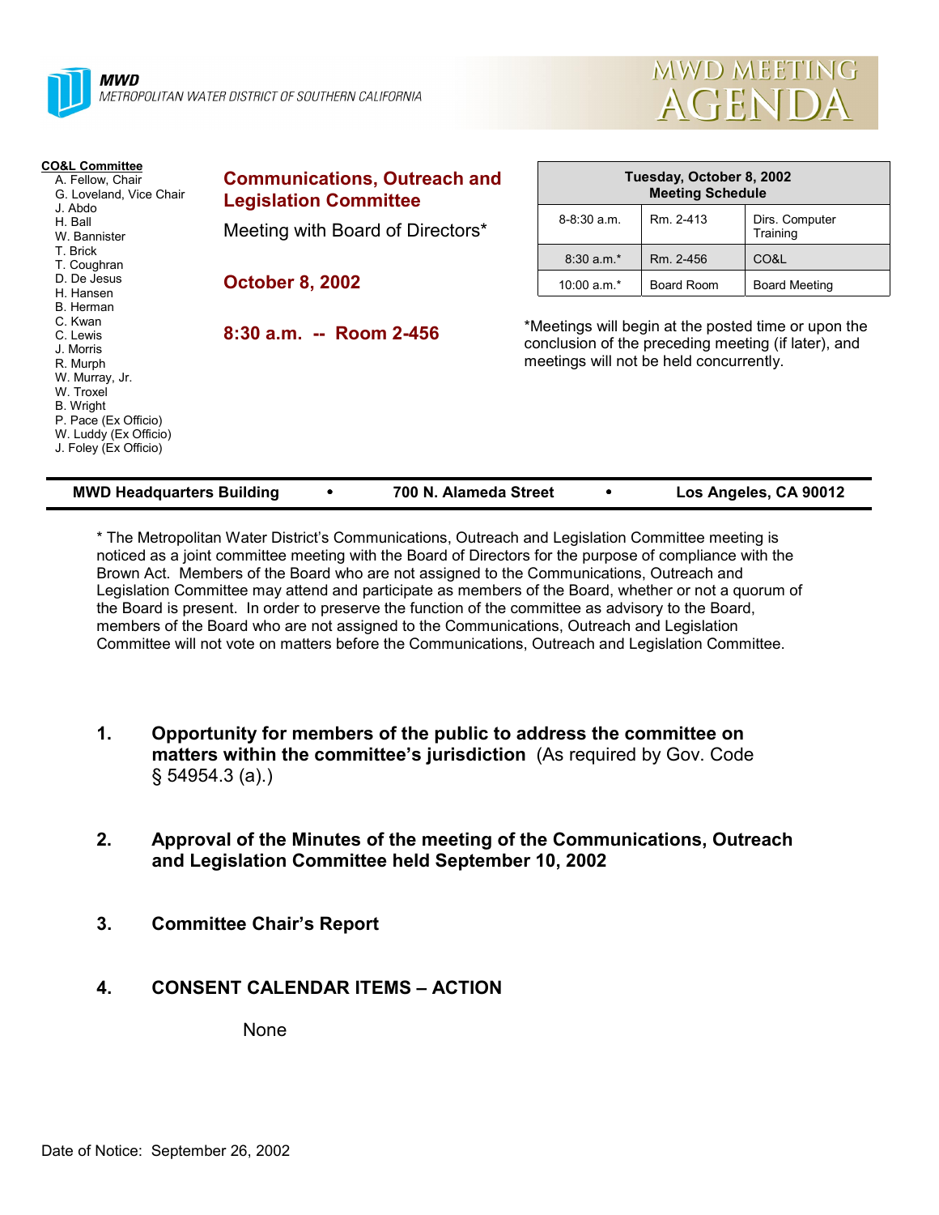**MWD**
METROPOLITAN WATER DISTRICT OF SOUTHERN CALIFORNIA

# MWD MEETING AGENDA

**CO&L Committee**
- A. Fellow, Chair
- G. Loveland, Vice Chair
- J. Abdo
- H. Ball
- W. Bannister
- T. Brick
- T. Coughran
- D. De Jesus
- H. Hansen
- B. Herman
- C. Kwan
- C. Lewis
- J. Morris
- R. Murph
- W. Murray, Jr.
- W. Troxel
- B. Wright
- P. Pace (Ex Officio)
- W. Luddy (Ex Officio)
- J. Foley (Ex Officio)

## Communications, Outreach and Legislation Committee

Meeting with Board of Directors*

**October 8, 2002**

**8:30 a.m. -- Room 2-456**

| Tuesday, October 8, 2002 Meeting Schedule | | |
|---|---|---|
| 8-8:30 a.m. | Rm. 2-413 | Dirs. Computer Training |
| 8:30 a.m.* | Rm. 2-456 | CO&L |
| 10:00 a.m.* | Board Room | Board Meeting |

*Meetings will begin at the posted time or upon the conclusion of the preceding meeting (if later), and meetings will not be held concurrently.

**MWD Headquarters Building • 700 N. Alameda Street • Los Angeles, CA 90012**

* The Metropolitan Water District's Communications, Outreach and Legislation Committee meeting is noticed as a joint committee meeting with the Board of Directors for the purpose of compliance with the Brown Act. Members of the Board who are not assigned to the Communications, Outreach and Legislation Committee may attend and participate as members of the Board, whether or not a quorum of the Board is present. In order to preserve the function of the committee as advisory to the Board, members of the Board who are not assigned to the Communications, Outreach and Legislation Committee will not vote on matters before the Communications, Outreach and Legislation Committee.

1. **Opportunity for members of the public to address the committee on matters within the committee's jurisdiction** (As required by Gov. Code § 54954.3 (a).)

2. **Approval of the Minutes of the meeting of the Communications, Outreach and Legislation Committee held September 10, 2002**

3. **Committee Chair's Report**

4. **CONSENT CALENDAR ITEMS – ACTION**

   None

Date of Notice: September 26, 2002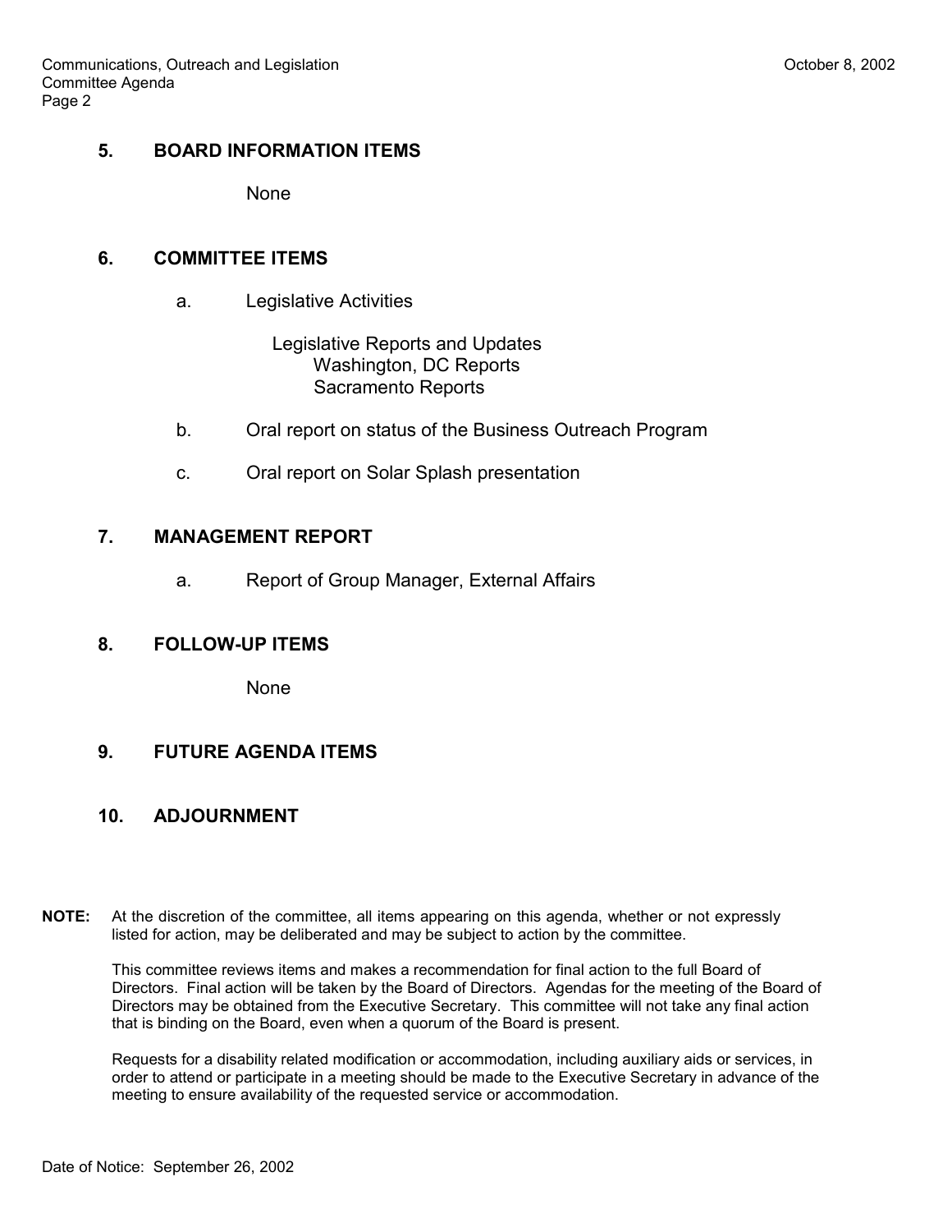## 5. BOARD INFORMATION ITEMS

None

## 6. COMMITTEE ITEMS

a. Legislative Activities

Legislative Reports and Updates
- Washington, DC Reports
- Sacramento Reports

b. Oral report on status of the Business Outreach Program

c. Oral report on Solar Splash presentation

## 7. MANAGEMENT REPORT

a. Report of Group Manager, External Affairs

## 8. FOLLOW-UP ITEMS

None

## 9. FUTURE AGENDA ITEMS

## 10. ADJOURNMENT

**NOTE:** At the discretion of the committee, all items appearing on this agenda, whether or not expressly listed for action, may be deliberated and may be subject to action by the committee.

This committee reviews items and makes a recommendation for final action to the full Board of Directors. Final action will be taken by the Board of Directors. Agendas for the meeting of the Board of Directors may be obtained from the Executive Secretary. This committee will not take any final action that is binding on the Board, even when a quorum of the Board is present.

Requests for a disability related modification or accommodation, including auxiliary aids or services, in order to attend or participate in a meeting should be made to the Executive Secretary in advance of the meeting to ensure availability of the requested service or accommodation.

Date of Notice: September 26, 2002